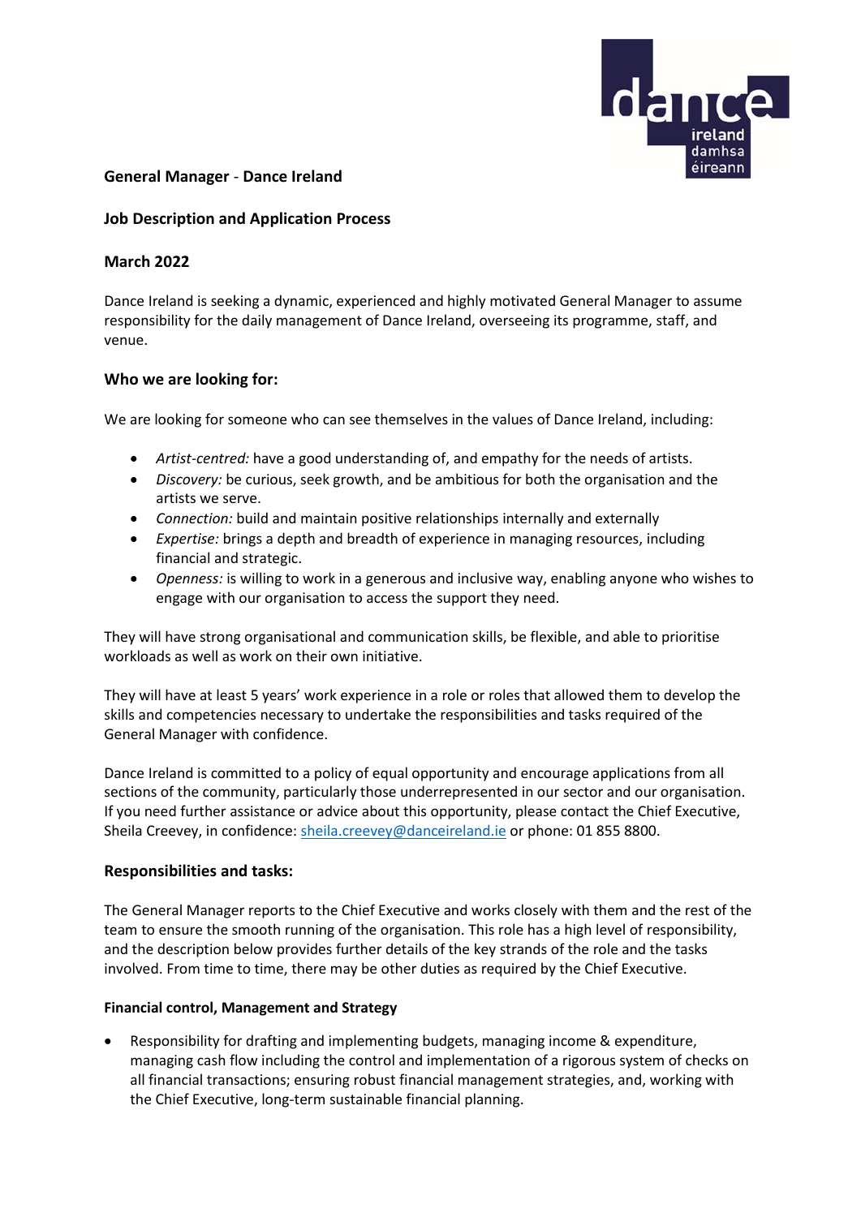**General Manager** - **Dance Ireland**

**Job Description and Application Process**

**March 2022**

Dance Ireland is seeking a dynamic, experienced and highly motivated General Manager to assume responsibility for the daily management of Dance Ireland, overseeing its programme, staff, and venue.

## Who we are looking for:

We are looking for someone who can see themselves in the values of Dance Ireland, including:

- *Artist-centred:* have a good understanding of, and empathy for the needs of artists.
- *Discovery:* be curious, seek growth, and be ambitious for both the organisation and the artists we serve.
- *Connection:* build and maintain positive relationships internally and externally
- *Expertise:* brings a depth and breadth of experience in managing resources, including financial and strategic.
- *Openness:* is willing to work in a generous and inclusive way, enabling anyone who wishes to engage with our organisation to access the support they need.

They will have strong organisational and communication skills, be flexible, and able to prioritise workloads as well as work on their own initiative.

They will have at least 5 years' work experience in a role or roles that allowed them to develop the skills and competencies necessary to undertake the responsibilities and tasks required of the General Manager with confidence.

Dance Ireland is committed to a policy of equal opportunity and encourage applications from all sections of the community, particularly those underrepresented in our sector and our organisation. If you need further assistance or advice about this opportunity, please contact the Chief Executive, Sheila Creevey, in confidence: sheila.creevey@danceireland.ie or phone: 01 855 8800.

## Responsibilities and tasks:

The General Manager reports to the Chief Executive and works closely with them and the rest of the team to ensure the smooth running of the organisation. This role has a high level of responsibility, and the description below provides further details of the key strands of the role and the tasks involved. From time to time, there may be other duties as required by the Chief Executive.

### Financial control, Management and Strategy

- Responsibility for drafting and implementing budgets, managing income & expenditure, managing cash flow including the control and implementation of a rigorous system of checks on all financial transactions; ensuring robust financial management strategies, and, working with the Chief Executive, long-term sustainable financial planning.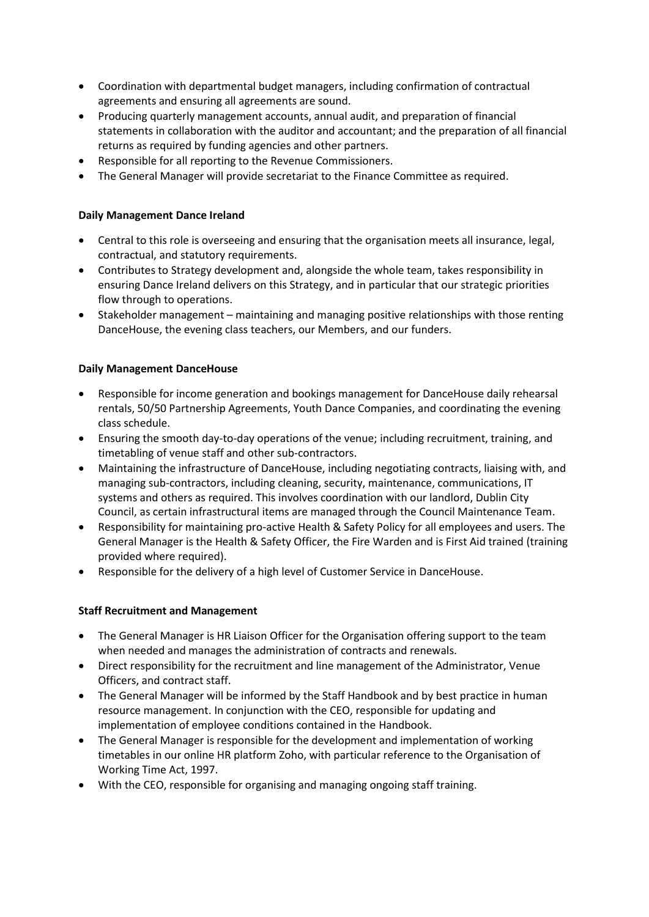- Coordination with departmental budget managers, including confirmation of contractual agreements and ensuring all agreements are sound.
- Producing quarterly management accounts, annual audit, and preparation of financial statements in collaboration with the auditor and accountant; and the preparation of all financial returns as required by funding agencies and other partners.
- Responsible for all reporting to the Revenue Commissioners.
- The General Manager will provide secretariat to the Finance Committee as required.

**Daily Management Dance Ireland**

- Central to this role is overseeing and ensuring that the organisation meets all insurance, legal, contractual, and statutory requirements.
- Contributes to Strategy development and, alongside the whole team, takes responsibility in ensuring Dance Ireland delivers on this Strategy, and in particular that our strategic priorities flow through to operations.
- Stakeholder management – maintaining and managing positive relationships with those renting DanceHouse, the evening class teachers, our Members, and our funders.

**Daily Management DanceHouse**

- Responsible for income generation and bookings management for DanceHouse daily rehearsal rentals, 50/50 Partnership Agreements, Youth Dance Companies, and coordinating the evening class schedule.
- Ensuring the smooth day-to-day operations of the venue; including recruitment, training, and timetabling of venue staff and other sub-contractors.
- Maintaining the infrastructure of DanceHouse, including negotiating contracts, liaising with, and managing sub-contractors, including cleaning, security, maintenance, communications, IT systems and others as required. This involves coordination with our landlord, Dublin City Council, as certain infrastructural items are managed through the Council Maintenance Team.
- Responsibility for maintaining pro-active Health & Safety Policy for all employees and users. The General Manager is the Health & Safety Officer, the Fire Warden and is First Aid trained (training provided where required).
- Responsible for the delivery of a high level of Customer Service in DanceHouse.

**Staff Recruitment and Management**

- The General Manager is HR Liaison Officer for the Organisation offering support to the team when needed and manages the administration of contracts and renewals.
- Direct responsibility for the recruitment and line management of the Administrator, Venue Officers, and contract staff.
- The General Manager will be informed by the Staff Handbook and by best practice in human resource management. In conjunction with the CEO, responsible for updating and implementation of employee conditions contained in the Handbook.
- The General Manager is responsible for the development and implementation of working timetables in our online HR platform Zoho, with particular reference to the Organisation of Working Time Act, 1997.
- With the CEO, responsible for organising and managing ongoing staff training.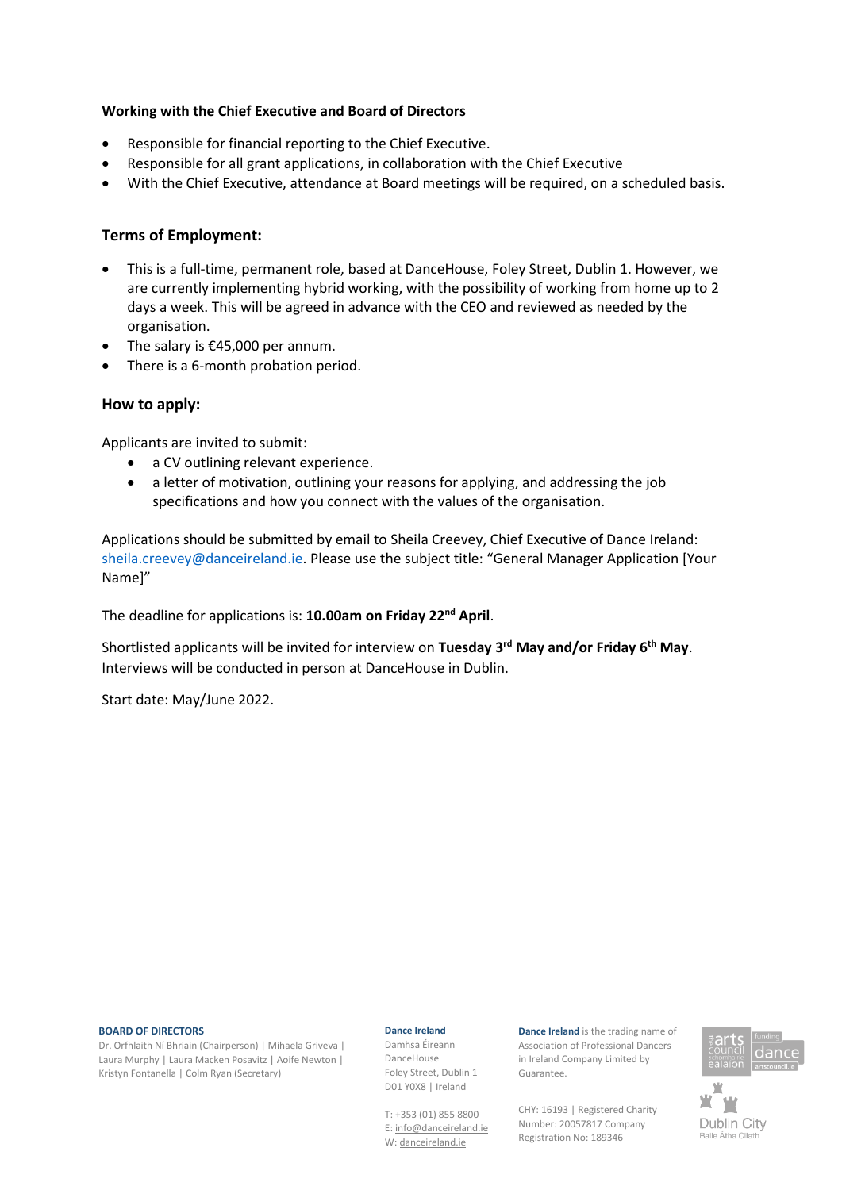**Working with the Chief Executive and Board of Directors**

- Responsible for financial reporting to the Chief Executive.
- Responsible for all grant applications, in collaboration with the Chief Executive
- With the Chief Executive, attendance at Board meetings will be required, on a scheduled basis.

### Terms of Employment:

- This is a full-time, permanent role, based at DanceHouse, Foley Street, Dublin 1. However, we are currently implementing hybrid working, with the possibility of working from home up to 2 days a week. This will be agreed in advance with the CEO and reviewed as needed by the organisation.
- The salary is €45,000 per annum.
- There is a 6-month probation period.

### How to apply:

Applicants are invited to submit:

- a CV outlining relevant experience.
- a letter of motivation, outlining your reasons for applying, and addressing the job specifications and how you connect with the values of the organisation.

Applications should be submitted by email to Sheila Creevey, Chief Executive of Dance Ireland: sheila.creevey@danceireland.ie. Please use the subject title: "General Manager Application [Your Name]"

The deadline for applications is: **10.00am on Friday 22nd April**.

Shortlisted applicants will be invited for interview on **Tuesday 3rd May and/or Friday 6th May**. Interviews will be conducted in person at DanceHouse in Dublin.

Start date: May/June 2022.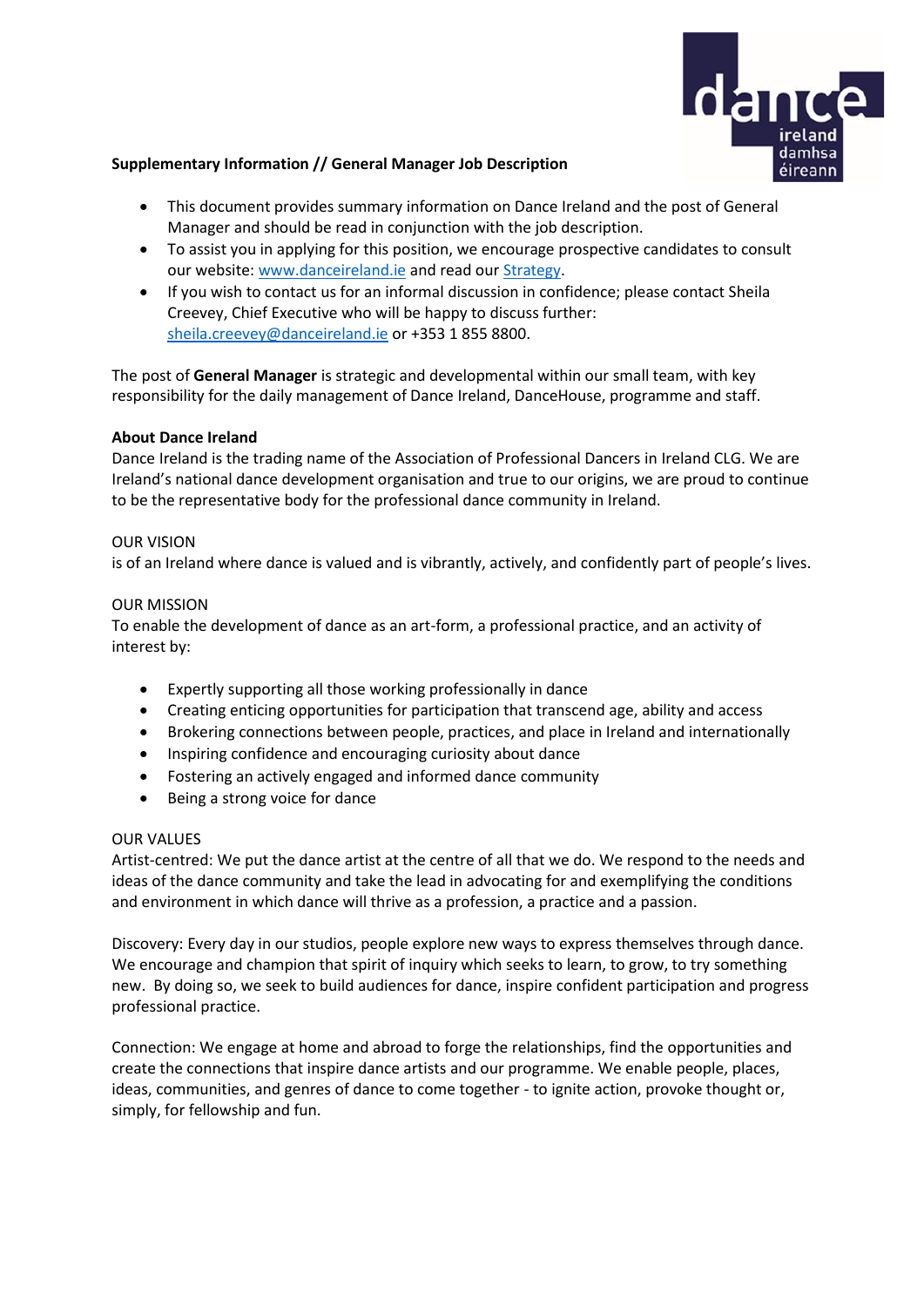**Supplementary Information // General Manager Job Description**

- This document provides summary information on Dance Ireland and the post of General Manager and should be read in conjunction with the job description.
- To assist you in applying for this position, we encourage prospective candidates to consult our website: [www.danceireland.ie](http://www.danceireland.ie) and read our Strategy.
- If you wish to contact us for an informal discussion in confidence; please contact Sheila Creevey, Chief Executive who will be happy to discuss further: [sheila.creevey@danceireland.ie](mailto:sheila.creevey@danceireland.ie) or +353 1 855 8800.

The post of **General Manager** is strategic and developmental within our small team, with key responsibility for the daily management of Dance Ireland, DanceHouse, programme and staff.

**About Dance Ireland**

Dance Ireland is the trading name of the Association of Professional Dancers in Ireland CLG. We are Ireland's national dance development organisation and true to our origins, we are proud to continue to be the representative body for the professional dance community in Ireland.

OUR VISION

is of an Ireland where dance is valued and is vibrantly, actively, and confidently part of people's lives.

OUR MISSION

To enable the development of dance as an art-form, a professional practice, and an activity of interest by:

- Expertly supporting all those working professionally in dance
- Creating enticing opportunities for participation that transcend age, ability and access
- Brokering connections between people, practices, and place in Ireland and internationally
- Inspiring confidence and encouraging curiosity about dance
- Fostering an actively engaged and informed dance community
- Being a strong voice for dance

OUR VALUES

Artist-centred: We put the dance artist at the centre of all that we do. We respond to the needs and ideas of the dance community and take the lead in advocating for and exemplifying the conditions and environment in which dance will thrive as a profession, a practice and a passion.

Discovery: Every day in our studios, people explore new ways to express themselves through dance. We encourage and champion that spirit of inquiry which seeks to learn, to grow, to try something new. By doing so, we seek to build audiences for dance, inspire confident participation and progress professional practice.

Connection: We engage at home and abroad to forge the relationships, find the opportunities and create the connections that inspire dance artists and our programme. We enable people, places, ideas, communities, and genres of dance to come together - to ignite action, provoke thought or, simply, for fellowship and fun.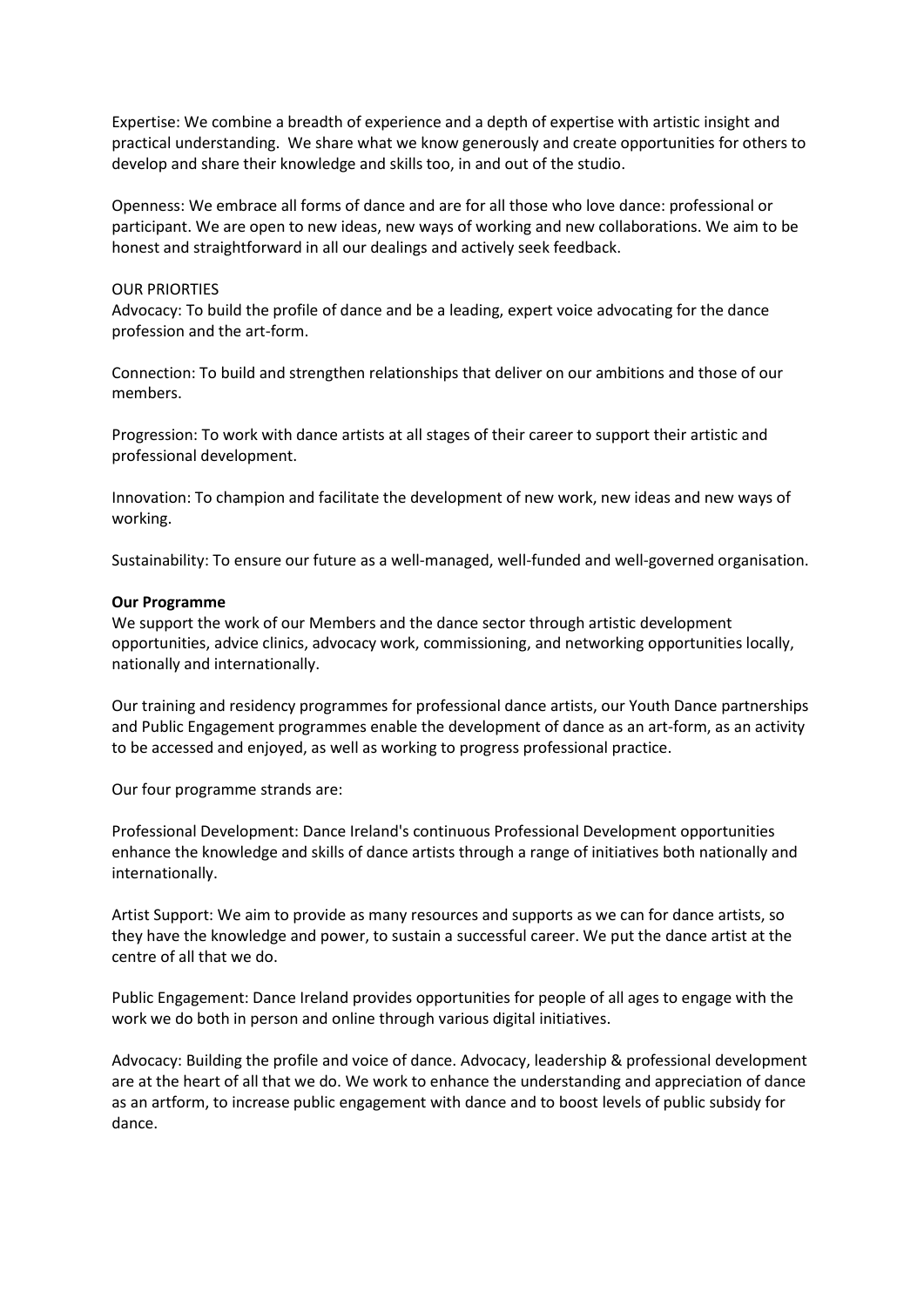Expertise: We combine a breadth of experience and a depth of expertise with artistic insight and practical understanding. We share what we know generously and create opportunities for others to develop and share their knowledge and skills too, in and out of the studio.

Openness: We embrace all forms of dance and are for all those who love dance: professional or participant. We are open to new ideas, new ways of working and new collaborations. We aim to be honest and straightforward in all our dealings and actively seek feedback.

OUR PRIORTIES

Advocacy: To build the profile of dance and be a leading, expert voice advocating for the dance profession and the art-form.

Connection: To build and strengthen relationships that deliver on our ambitions and those of our members.

Progression: To work with dance artists at all stages of their career to support their artistic and professional development.

Innovation: To champion and facilitate the development of new work, new ideas and new ways of working.

Sustainability: To ensure our future as a well-managed, well-funded and well-governed organisation.

**Our Programme**

We support the work of our Members and the dance sector through artistic development opportunities, advice clinics, advocacy work, commissioning, and networking opportunities locally, nationally and internationally.

Our training and residency programmes for professional dance artists, our Youth Dance partnerships and Public Engagement programmes enable the development of dance as an art-form, as an activity to be accessed and enjoyed, as well as working to progress professional practice.

Our four programme strands are:

Professional Development: Dance Ireland's continuous Professional Development opportunities enhance the knowledge and skills of dance artists through a range of initiatives both nationally and internationally.

Artist Support: We aim to provide as many resources and supports as we can for dance artists, so they have the knowledge and power, to sustain a successful career. We put the dance artist at the centre of all that we do.

Public Engagement: Dance Ireland provides opportunities for people of all ages to engage with the work we do both in person and online through various digital initiatives.

Advocacy: Building the profile and voice of dance. Advocacy, leadership & professional development are at the heart of all that we do. We work to enhance the understanding and appreciation of dance as an artform, to increase public engagement with dance and to boost levels of public subsidy for dance.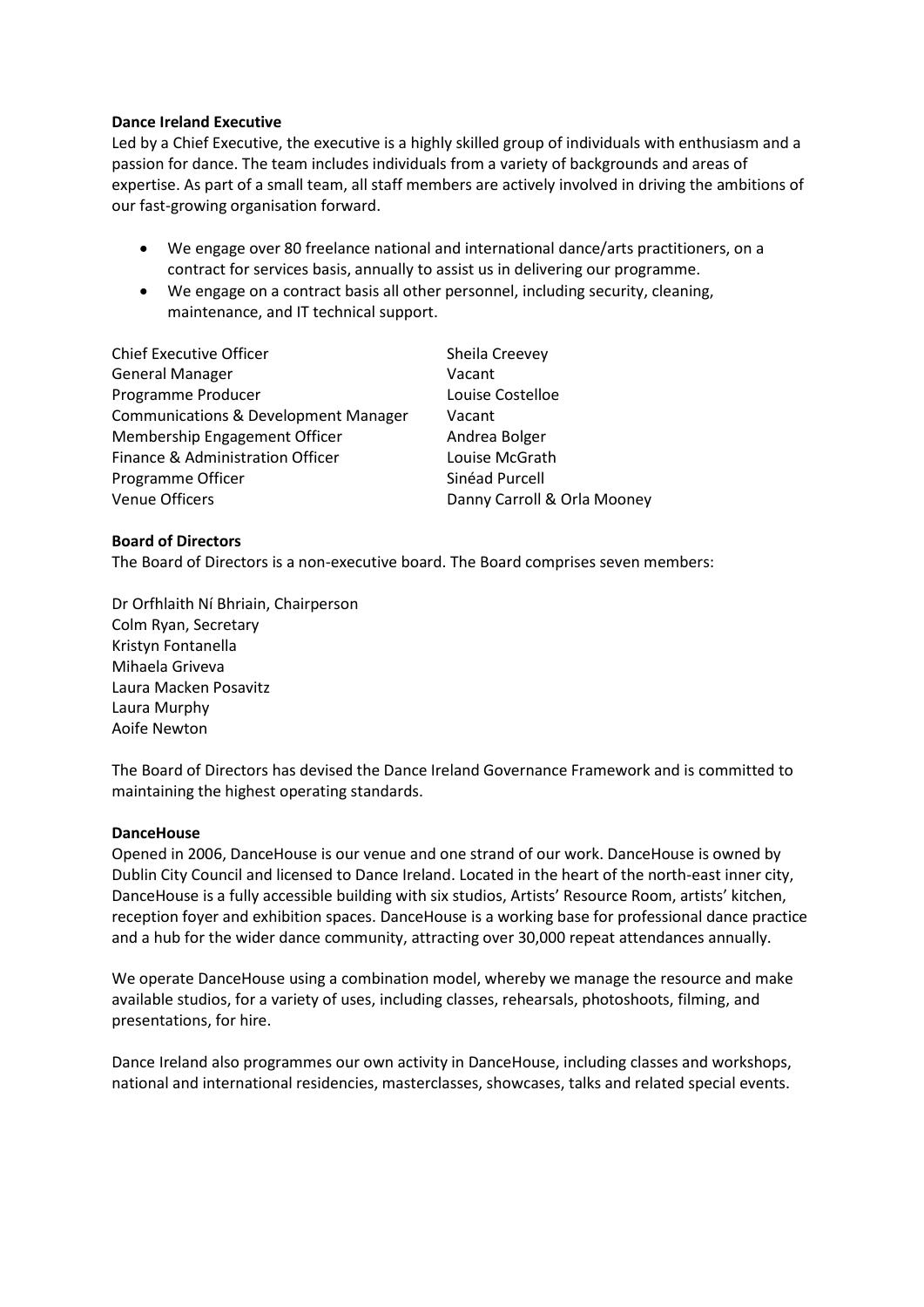**Dance Ireland Executive**

Led by a Chief Executive, the executive is a highly skilled group of individuals with enthusiasm and a passion for dance. The team includes individuals from a variety of backgrounds and areas of expertise. As part of a small team, all staff members are actively involved in driving the ambitions of our fast-growing organisation forward.

- We engage over 80 freelance national and international dance/arts practitioners, on a contract for services basis, annually to assist us in delivering our programme.
- We engage on a contract basis all other personnel, including security, cleaning, maintenance, and IT technical support.

| | |
|---|---|
| Chief Executive Officer | Sheila Creevey |
| General Manager | Vacant |
| Programme Producer | Louise Costelloe |
| Communications & Development Manager | Vacant |
| Membership Engagement Officer | Andrea Bolger |
| Finance & Administration Officer | Louise McGrath |
| Programme Officer | Sinéad Purcell |
| Venue Officers | Danny Carroll & Orla Mooney |

**Board of Directors**

The Board of Directors is a non-executive board. The Board comprises seven members:

Dr Orfhlaith Ní Bhriain, Chairperson
Colm Ryan, Secretary
Kristyn Fontanella
Mihaela Griveva
Laura Macken Posavitz
Laura Murphy
Aoife Newton

The Board of Directors has devised the Dance Ireland Governance Framework and is committed to maintaining the highest operating standards.

**DanceHouse**

Opened in 2006, DanceHouse is our venue and one strand of our work. DanceHouse is owned by Dublin City Council and licensed to Dance Ireland. Located in the heart of the north-east inner city, DanceHouse is a fully accessible building with six studios, Artists' Resource Room, artists' kitchen, reception foyer and exhibition spaces. DanceHouse is a working base for professional dance practice and a hub for the wider dance community, attracting over 30,000 repeat attendances annually.

We operate DanceHouse using a combination model, whereby we manage the resource and make available studios, for a variety of uses, including classes, rehearsals, photoshoots, filming, and presentations, for hire.

Dance Ireland also programmes our own activity in DanceHouse, including classes and workshops, national and international residencies, masterclasses, showcases, talks and related special events.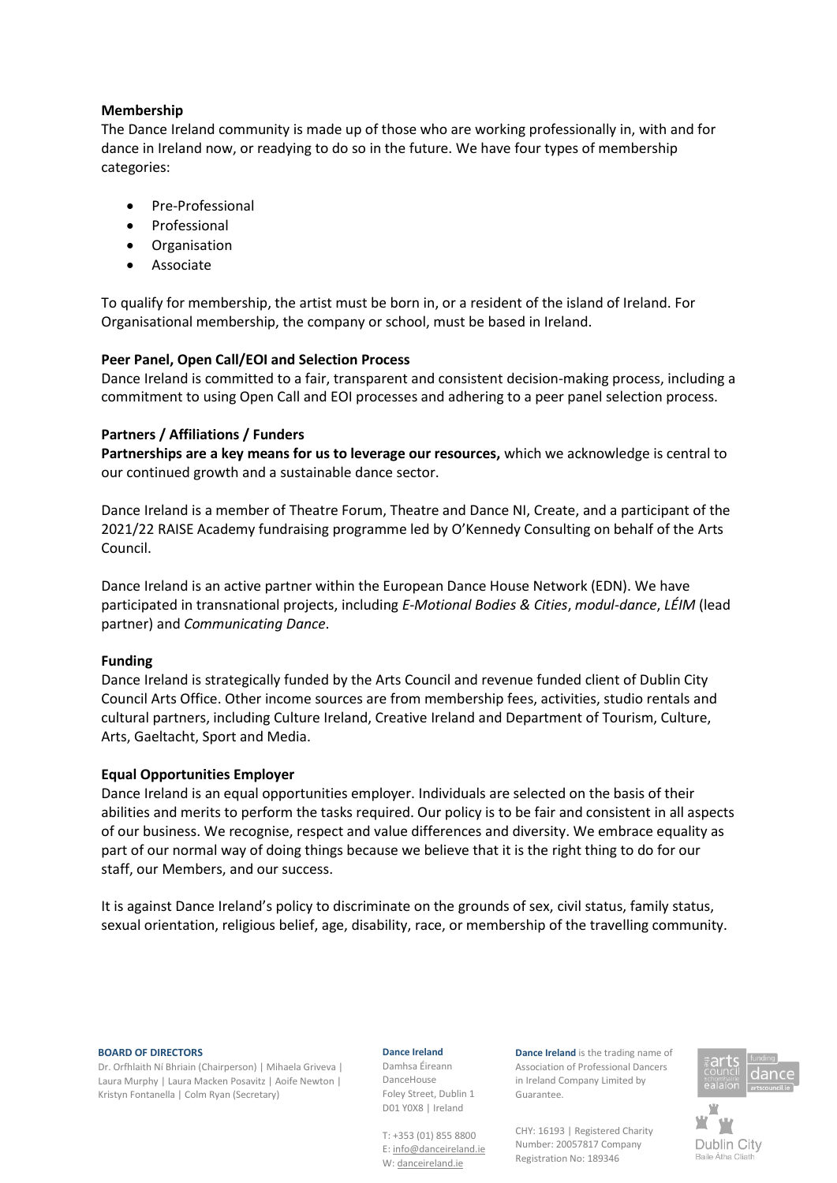**Membership**

The Dance Ireland community is made up of those who are working professionally in, with and for dance in Ireland now, or readying to do so in the future. We have four types of membership categories:

- Pre-Professional
- Professional
- Organisation
- Associate

To qualify for membership, the artist must be born in, or a resident of the island of Ireland. For Organisational membership, the company or school, must be based in Ireland.

**Peer Panel, Open Call/EOI and Selection Process**

Dance Ireland is committed to a fair, transparent and consistent decision-making process, including a commitment to using Open Call and EOI processes and adhering to a peer panel selection process.

**Partners / Affiliations / Funders**

**Partnerships are a key means for us to leverage our resources,** which we acknowledge is central to our continued growth and a sustainable dance sector.

Dance Ireland is a member of Theatre Forum, Theatre and Dance NI, Create, and a participant of the 2021/22 RAISE Academy fundraising programme led by O'Kennedy Consulting on behalf of the Arts Council.

Dance Ireland is an active partner within the European Dance House Network (EDN). We have participated in transnational projects, including *E-Motional Bodies & Cities*, *modul-dance*, *LÉIM* (lead partner) and *Communicating Dance*.

**Funding**

Dance Ireland is strategically funded by the Arts Council and revenue funded client of Dublin City Council Arts Office. Other income sources are from membership fees, activities, studio rentals and cultural partners, including Culture Ireland, Creative Ireland and Department of Tourism, Culture, Arts, Gaeltacht, Sport and Media.

**Equal Opportunities Employer**

Dance Ireland is an equal opportunities employer. Individuals are selected on the basis of their abilities and merits to perform the tasks required. Our policy is to be fair and consistent in all aspects of our business. We recognise, respect and value differences and diversity. We embrace equality as part of our normal way of doing things because we believe that it is the right thing to do for our staff, our Members, and our success.

It is against Dance Ireland's policy to discriminate on the grounds of sex, civil status, family status, sexual orientation, religious belief, age, disability, race, or membership of the travelling community.